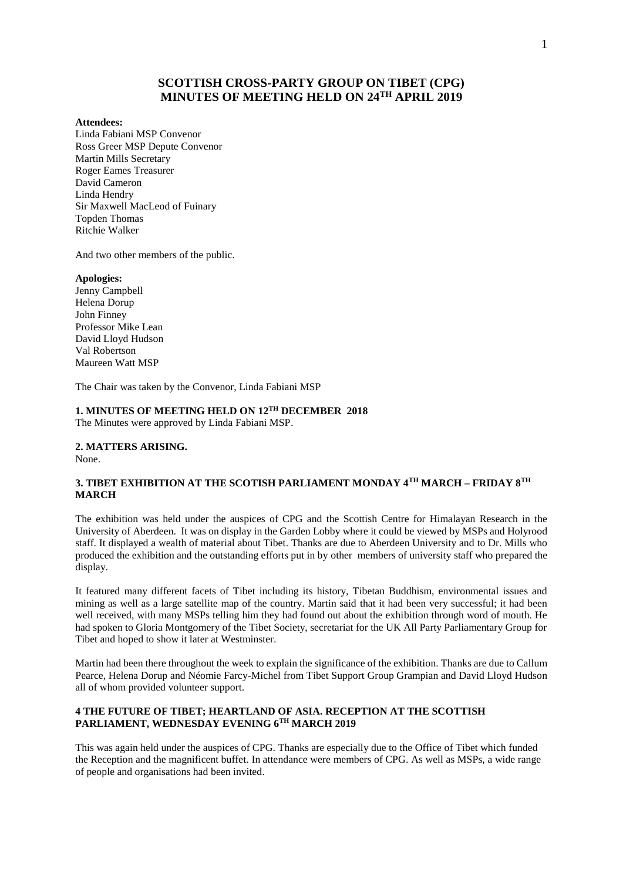# SCOTTISH CROSS-PARTY GROUP ON TIBET (CPG)
# MINUTES OF MEETING HELD ON 24TH APRIL 2019

**Attendees:**
Linda Fabiani MSP Convenor
Ross Greer MSP Depute Convenor
Martin Mills Secretary
Roger Eames Treasurer
David Cameron
Linda Hendry
Sir Maxwell MacLeod of Fuinary
Topden Thomas
Ritchie Walker

And two other members of the public.

**Apologies:**
Jenny Campbell
Helena Dorup
John Finney
Professor Mike Lean
David Lloyd Hudson
Val Robertson
Maureen Watt MSP

The Chair was taken by the Convenor, Linda Fabiani MSP

### 1. MINUTES OF MEETING HELD ON 12TH DECEMBER 2018

The Minutes were approved by Linda Fabiani MSP.

### 2. MATTERS ARISING.

None.

### 3. TIBET EXHIBITION AT THE SCOTISH PARLIAMENT MONDAY 4TH MARCH – FRIDAY 8TH MARCH

The exhibition was held under the auspices of CPG and the Scottish Centre for Himalayan Research in the University of Aberdeen. It was on display in the Garden Lobby where it could be viewed by MSPs and Holyrood staff. It displayed a wealth of material about Tibet. Thanks are due to Aberdeen University and to Dr. Mills who produced the exhibition and the outstanding efforts put in by other members of university staff who prepared the display.

It featured many different facets of Tibet including its history, Tibetan Buddhism, environmental issues and mining as well as a large satellite map of the country. Martin said that it had been very successful; it had been well received, with many MSPs telling him they had found out about the exhibition through word of mouth. He had spoken to Gloria Montgomery of the Tibet Society, secretariat for the UK All Party Parliamentary Group for Tibet and hoped to show it later at Westminster.

Martin had been there throughout the week to explain the significance of the exhibition. Thanks are due to Callum Pearce, Helena Dorup and Néomie Farcy-Michel from Tibet Support Group Grampian and David Lloyd Hudson all of whom provided volunteer support.

### 4 THE FUTURE OF TIBET; HEARTLAND OF ASIA. RECEPTION AT THE SCOTTISH PARLIAMENT, WEDNESDAY EVENING 6TH MARCH 2019

This was again held under the auspices of CPG. Thanks are especially due to the Office of Tibet which funded the Reception and the magnificent buffet. In attendance were members of CPG. As well as MSPs, a wide range of people and organisations had been invited.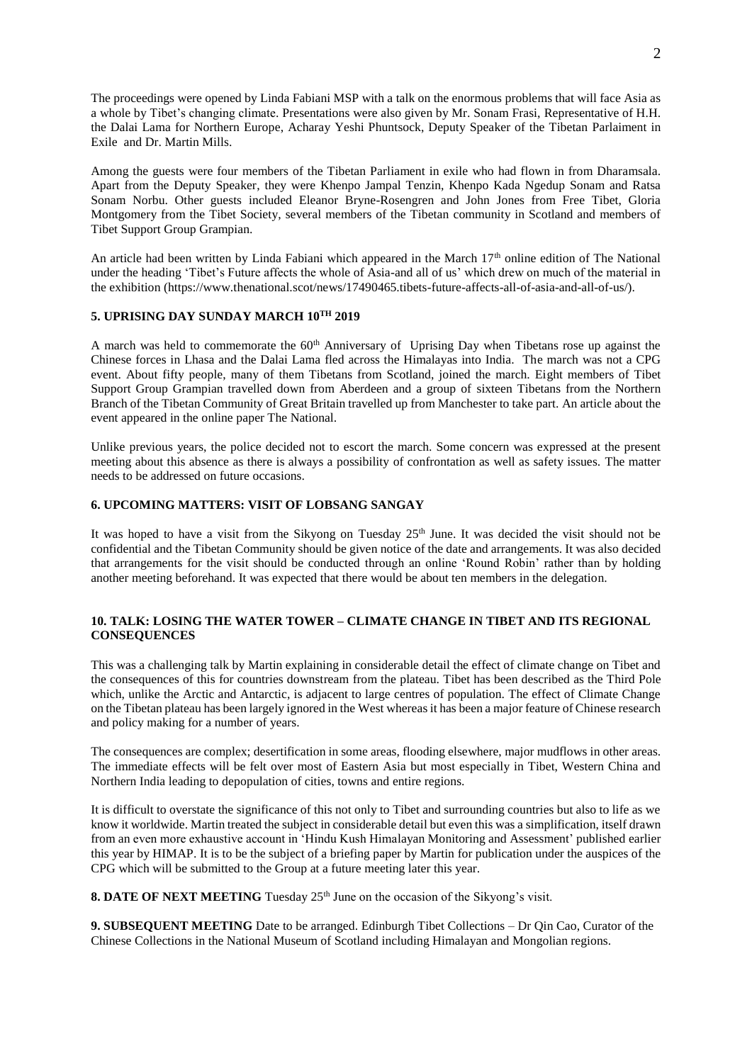The proceedings were opened by Linda Fabiani MSP with a talk on the enormous problems that will face Asia as a whole by Tibet's changing climate. Presentations were also given by Mr. Sonam Frasi, Representative of H.H. the Dalai Lama for Northern Europe, Acharay Yeshi Phuntsock, Deputy Speaker of the Tibetan Parlaiment in Exile and Dr. Martin Mills.

Among the guests were four members of the Tibetan Parliament in exile who had flown in from Dharamsala. Apart from the Deputy Speaker, they were Khenpo Jampal Tenzin, Khenpo Kada Ngedup Sonam and Ratsa Sonam Norbu. Other guests included Eleanor Bryne-Rosengren and John Jones from Free Tibet, Gloria Montgomery from the Tibet Society, several members of the Tibetan community in Scotland and members of Tibet Support Group Grampian.

An article had been written by Linda Fabiani which appeared in the March 17th online edition of The National under the heading 'Tibet's Future affects the whole of Asia-and all of us' which drew on much of the material in the exhibition (https://www.thenational.scot/news/17490465.tibets-future-affects-all-of-asia-and-all-of-us/).

### 5. UPRISING DAY SUNDAY MARCH 10TH 2019

A march was held to commemorate the 60th Anniversary of Uprising Day when Tibetans rose up against the Chinese forces in Lhasa and the Dalai Lama fled across the Himalayas into India. The march was not a CPG event. About fifty people, many of them Tibetans from Scotland, joined the march. Eight members of Tibet Support Group Grampian travelled down from Aberdeen and a group of sixteen Tibetans from the Northern Branch of the Tibetan Community of Great Britain travelled up from Manchester to take part. An article about the event appeared in the online paper The National.

Unlike previous years, the police decided not to escort the march. Some concern was expressed at the present meeting about this absence as there is always a possibility of confrontation as well as safety issues. The matter needs to be addressed on future occasions.

### 6. UPCOMING MATTERS: VISIT OF LOBSANG SANGAY

It was hoped to have a visit from the Sikyong on Tuesday 25th June. It was decided the visit should not be confidential and the Tibetan Community should be given notice of the date and arrangements. It was also decided that arrangements for the visit should be conducted through an online 'Round Robin' rather than by holding another meeting beforehand. It was expected that there would be about ten members in the delegation.

### 10. TALK: LOSING THE WATER TOWER – CLIMATE CHANGE IN TIBET AND ITS REGIONAL CONSEQUENCES

This was a challenging talk by Martin explaining in considerable detail the effect of climate change on Tibet and the consequences of this for countries downstream from the plateau. Tibet has been described as the Third Pole which, unlike the Arctic and Antarctic, is adjacent to large centres of population. The effect of Climate Change on the Tibetan plateau has been largely ignored in the West whereas it has been a major feature of Chinese research and policy making for a number of years.

The consequences are complex; desertification in some areas, flooding elsewhere, major mudflows in other areas. The immediate effects will be felt over most of Eastern Asia but most especially in Tibet, Western China and Northern India leading to depopulation of cities, towns and entire regions.

It is difficult to overstate the significance of this not only to Tibet and surrounding countries but also to life as we know it worldwide. Martin treated the subject in considerable detail but even this was a simplification, itself drawn from an even more exhaustive account in 'Hindu Kush Himalayan Monitoring and Assessment' published earlier this year by HIMAP. It is to be the subject of a briefing paper by Martin for publication under the auspices of the CPG which will be submitted to the Group at a future meeting later this year.

**8. DATE OF NEXT MEETING** Tuesday 25th June on the occasion of the Sikyong's visit.

**9. SUBSEQUENT MEETING** Date to be arranged. Edinburgh Tibet Collections – Dr Qin Cao, Curator of the Chinese Collections in the National Museum of Scotland including Himalayan and Mongolian regions.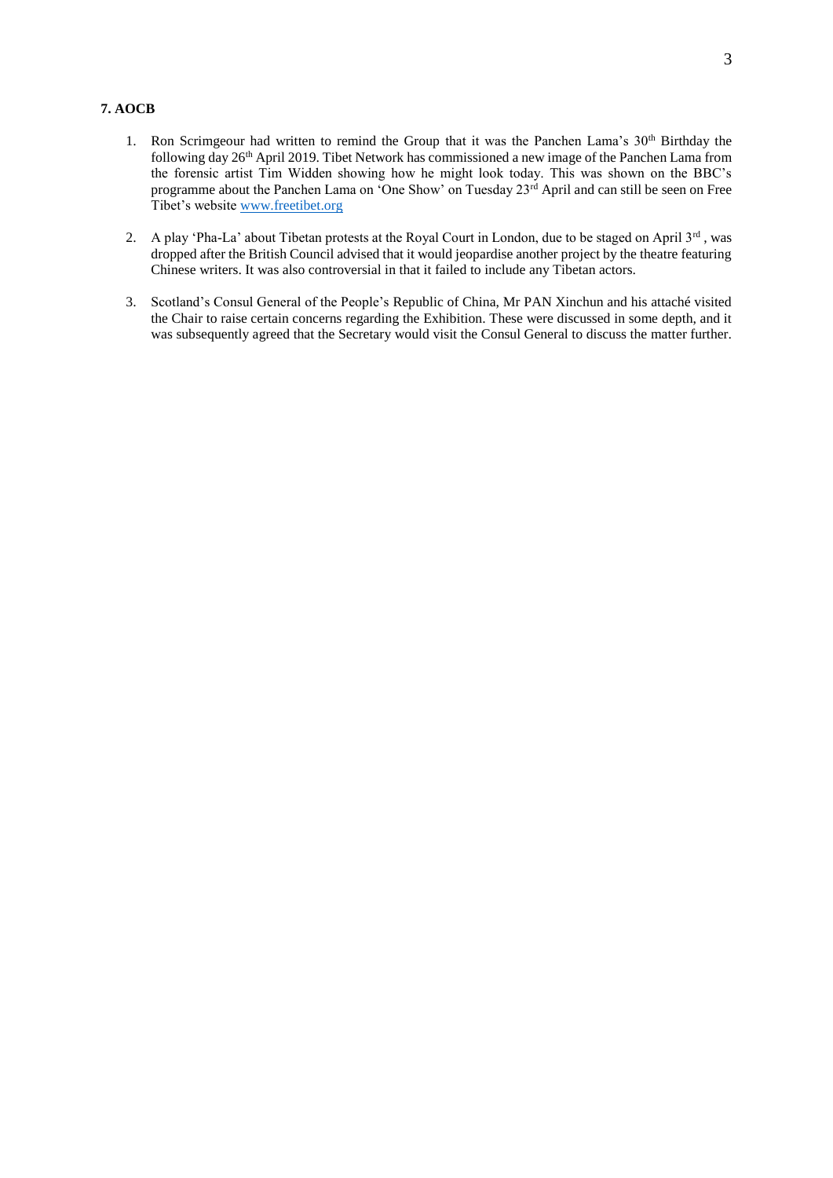**7. AOCB**

1. Ron Scrimgeour had written to remind the Group that it was the Panchen Lama's 30th Birthday the following day 26th April 2019. Tibet Network has commissioned a new image of the Panchen Lama from the forensic artist Tim Widden showing how he might look today. This was shown on the BBC's programme about the Panchen Lama on 'One Show' on Tuesday 23rd April and can still be seen on Free Tibet's website [www.freetibet.org](http://www.freetibet.org)

2. A play 'Pha-La' about Tibetan protests at the Royal Court in London, due to be staged on April 3rd , was dropped after the British Council advised that it would jeopardise another project by the theatre featuring Chinese writers. It was also controversial in that it failed to include any Tibetan actors.

3. Scotland's Consul General of the People's Republic of China, Mr PAN Xinchun and his attaché visited the Chair to raise certain concerns regarding the Exhibition. These were discussed in some depth, and it was subsequently agreed that the Secretary would visit the Consul General to discuss the matter further.